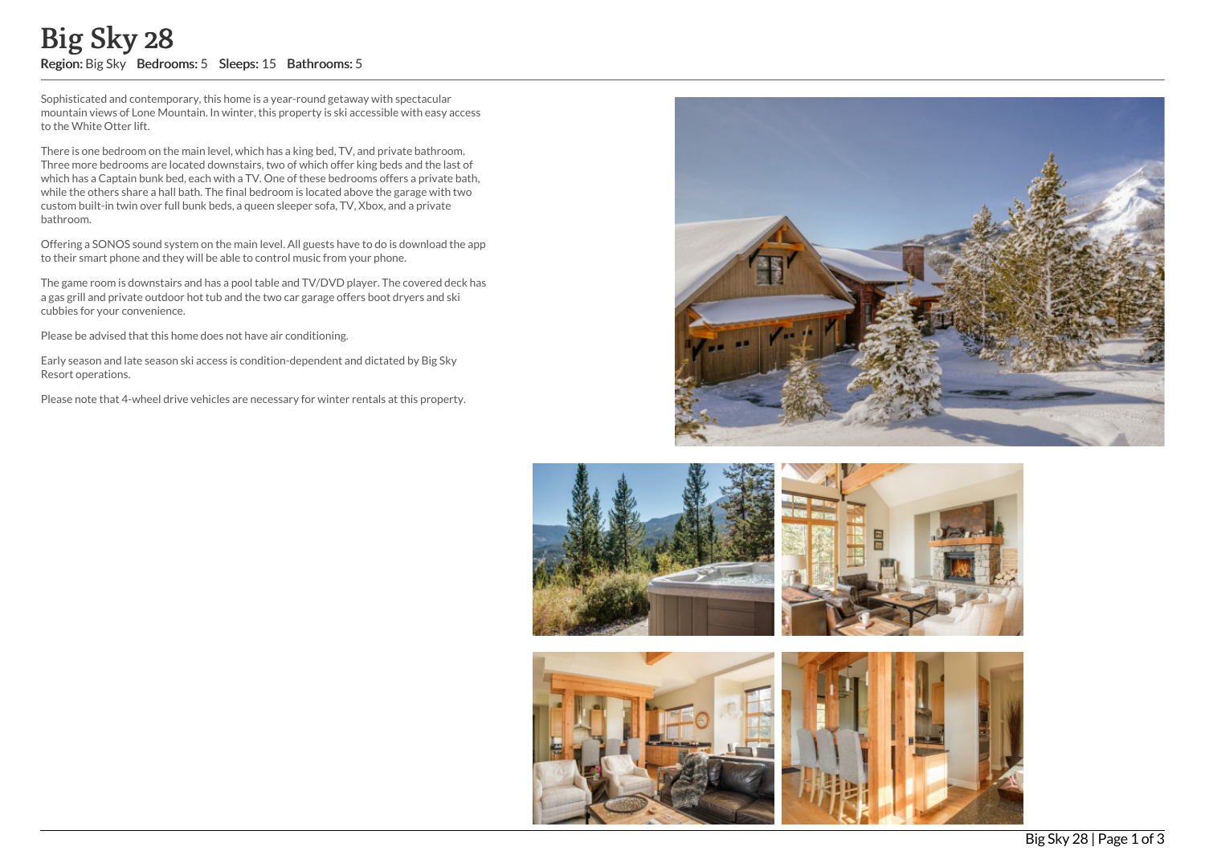# Big Sky 28

**Region:** Big Sky **Bedrooms:** 5 **Sleeps:** 15 **Bathrooms:** 5

Sophisticated and contemporary, this home is a year-round getaway with spectacular mountain views of Lone Mountain. In winter, this property is ski accessible with easy access to the White Otter lift.

There is one bedroom on the main level, which has a king bed, TV, and private bathroom. Three more bedrooms are located downstairs, two of which offer king beds and the last of which has a Captain bunk bed, each with a TV. One of these bedrooms offers a private bath, while the others share a hall bath. The final bedroom is located above the garage with two custom built-in twin over full bunk beds, a queen sleeper sofa, TV, Xbox, and a private bathroom.

Offering a SONOS sound system on the main level. All guests have to do is download the app to their smart phone and they will be able to control music from your phone.

The game room is downstairs and has a pool table and TV/DVD player. The covered deck has a gas grill and private outdoor hot tub and the two car garage offers boot dryers and ski cubbies for your convenience.

Please be advised that this home does not have air conditioning.

Early season and late season ski access is condition-dependent and dictated by Big Sky Resort operations.

Please note that 4-wheel drive vehicles are necessary for winter rentals at this property.